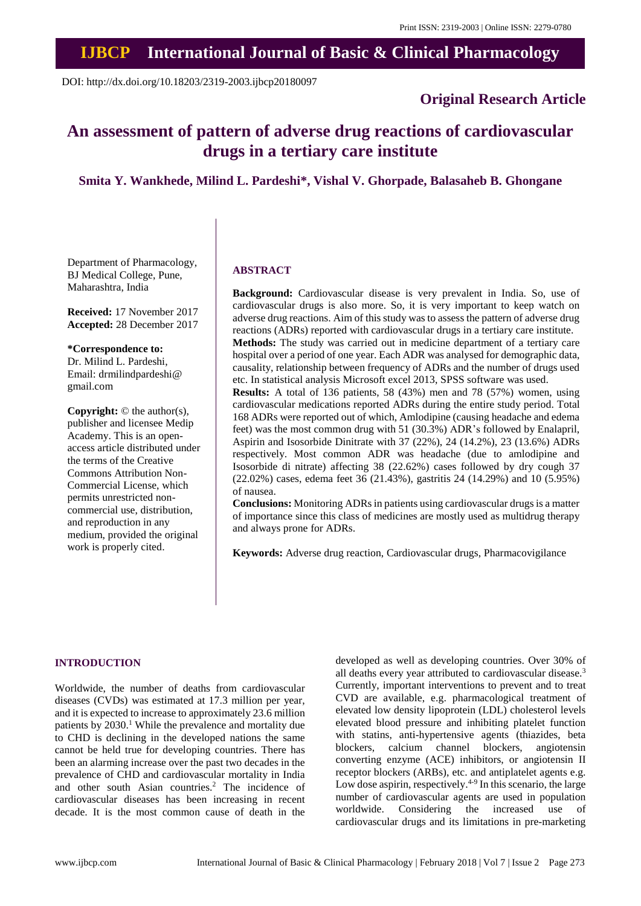Print ISSN: 2319-2003 | Online ISSN: 2279-0780

# IJBCP International Journal of Basic & Clinical Pharmacology

DOI: http://dx.doi.org/10.18203/2319-2003.ijbcp20180097

**Original Research Article**

# An assessment of pattern of adverse drug reactions of cardiovascular drugs in a tertiary care institute

**Smita Y. Wankhede, Milind L. Pardeshi\*, Vishal V. Ghorpade, Balasaheb B. Ghongane**

Department of Pharmacology, BJ Medical College, Pune, Maharashtra, India

**Received:** 17 November 2017
**Accepted:** 28 December 2017

**\*Correspondence to:**
Dr. Milind L. Pardeshi,
Email: drmilindpardeshi@gmail.com

**Copyright:** © the author(s), publisher and licensee Medip Academy. This is an open-access article distributed under the terms of the Creative Commons Attribution Non-Commercial License, which permits unrestricted non-commercial use, distribution, and reproduction in any medium, provided the original work is properly cited.

## ABSTRACT

**Background:** Cardiovascular disease is very prevalent in India. So, use of cardiovascular drugs is also more. So, it is very important to keep watch on adverse drug reactions. Aim of this study was to assess the pattern of adverse drug reactions (ADRs) reported with cardiovascular drugs in a tertiary care institute.

**Methods:** The study was carried out in medicine department of a tertiary care hospital over a period of one year. Each ADR was analysed for demographic data, causality, relationship between frequency of ADRs and the number of drugs used etc. In statistical analysis Microsoft excel 2013, SPSS software was used.

**Results:** A total of 136 patients, 58 (43%) men and 78 (57%) women, using cardiovascular medications reported ADRs during the entire study period. Total 168 ADRs were reported out of which, Amlodipine (causing headache and edema feet) was the most common drug with 51 (30.3%) ADR's followed by Enalapril, Aspirin and Isosorbide Dinitrate with 37 (22%), 24 (14.2%), 23 (13.6%) ADRs respectively. Most common ADR was headache (due to amlodipine and Isosorbide di nitrate) affecting 38 (22.62%) cases followed by dry cough 37 (22.02%) cases, edema feet 36 (21.43%), gastritis 24 (14.29%) and 10 (5.95%) of nausea.

**Conclusions:** Monitoring ADRs in patients using cardiovascular drugs is a matter of importance since this class of medicines are mostly used as multidrug therapy and always prone for ADRs.

**Keywords:** Adverse drug reaction, Cardiovascular drugs, Pharmacovigilance

## INTRODUCTION

Worldwide, the number of deaths from cardiovascular diseases (CVDs) was estimated at 17.3 million per year, and it is expected to increase to approximately 23.6 million patients by 2030.[1] While the prevalence and mortality due to CHD is declining in the developed nations the same cannot be held true for developing countries. There has been an alarming increase over the past two decades in the prevalence of CHD and cardiovascular mortality in India and other south Asian countries.[2] The incidence of cardiovascular diseases has been increasing in recent decade. It is the most common cause of death in the developed as well as developing countries. Over 30% of all deaths every year attributed to cardiovascular disease.[3] Currently, important interventions to prevent and to treat CVD are available, e.g. pharmacological treatment of elevated low density lipoprotein (LDL) cholesterol levels elevated blood pressure and inhibiting platelet function with statins, anti-hypertensive agents (thiazides, beta blockers, calcium channel blockers, angiotensin converting enzyme (ACE) inhibitors, or angiotensin II receptor blockers (ARBs), etc. and antiplatelet agents e.g. Low dose aspirin, respectively.[4-9] In this scenario, the large number of cardiovascular agents are used in population worldwide. Considering the increased use of cardiovascular drugs and its limitations in pre-marketing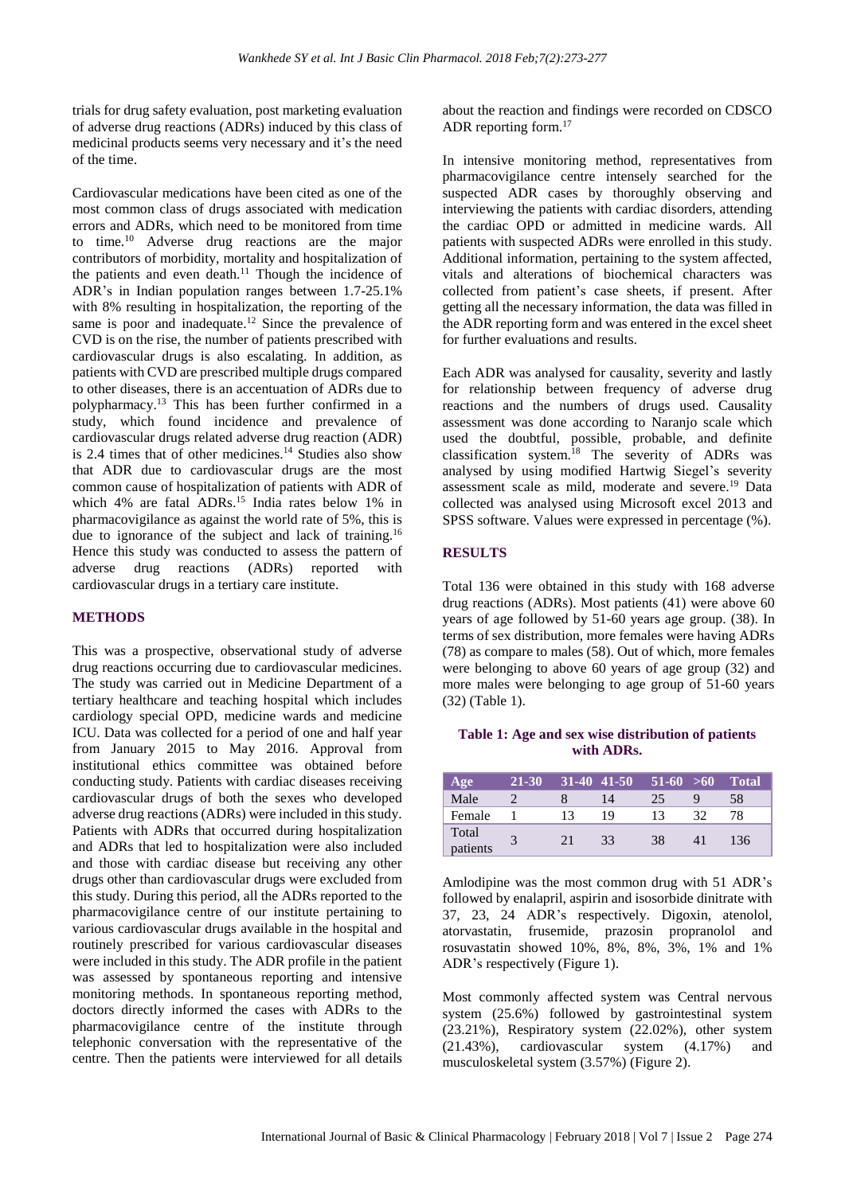trials for drug safety evaluation, post marketing evaluation of adverse drug reactions (ADRs) induced by this class of medicinal products seems very necessary and it's the need of the time.

Cardiovascular medications have been cited as one of the most common class of drugs associated with medication errors and ADRs, which need to be monitored from time to time.[10] Adverse drug reactions are the major contributors of morbidity, mortality and hospitalization of the patients and even death.[11] Though the incidence of ADR's in Indian population ranges between 1.7-25.1% with 8% resulting in hospitalization, the reporting of the same is poor and inadequate.[12] Since the prevalence of CVD is on the rise, the number of patients prescribed with cardiovascular drugs is also escalating. In addition, as patients with CVD are prescribed multiple drugs compared to other diseases, there is an accentuation of ADRs due to polypharmacy.[13] This has been further confirmed in a study, which found incidence and prevalence of cardiovascular drugs related adverse drug reaction (ADR) is 2.4 times that of other medicines.[14] Studies also show that ADR due to cardiovascular drugs are the most common cause of hospitalization of patients with ADR of which 4% are fatal ADRs.[15] India rates below 1% in pharmacovigilance as against the world rate of 5%, this is due to ignorance of the subject and lack of training.[16] Hence this study was conducted to assess the pattern of adverse drug reactions (ADRs) reported with cardiovascular drugs in a tertiary care institute.

## METHODS

This was a prospective, observational study of adverse drug reactions occurring due to cardiovascular medicines. The study was carried out in Medicine Department of a tertiary healthcare and teaching hospital which includes cardiology special OPD, medicine wards and medicine ICU. Data was collected for a period of one and half year from January 2015 to May 2016. Approval from institutional ethics committee was obtained before conducting study. Patients with cardiac diseases receiving cardiovascular drugs of both the sexes who developed adverse drug reactions (ADRs) were included in this study. Patients with ADRs that occurred during hospitalization and ADRs that led to hospitalization were also included and those with cardiac disease but receiving any other drugs other than cardiovascular drugs were excluded from this study. During this period, all the ADRs reported to the pharmacovigilance centre of our institute pertaining to various cardiovascular drugs available in the hospital and routinely prescribed for various cardiovascular diseases were included in this study. The ADR profile in the patient was assessed by spontaneous reporting and intensive monitoring methods. In spontaneous reporting method, doctors directly informed the cases with ADRs to the pharmacovigilance centre of the institute through telephonic conversation with the representative of the centre. Then the patients were interviewed for all details about the reaction and findings were recorded on CDSCO ADR reporting form.[17]

In intensive monitoring method, representatives from pharmacovigilance centre intensely searched for the suspected ADR cases by thoroughly observing and interviewing the patients with cardiac disorders, attending the cardiac OPD or admitted in medicine wards. All patients with suspected ADRs were enrolled in this study. Additional information, pertaining to the system affected, vitals and alterations of biochemical characters was collected from patient's case sheets, if present. After getting all the necessary information, the data was filled in the ADR reporting form and was entered in the excel sheet for further evaluations and results.

Each ADR was analysed for causality, severity and lastly for relationship between frequency of adverse drug reactions and the numbers of drugs used. Causality assessment was done according to Naranjo scale which used the doubtful, possible, probable, and definite classification system.[18] The severity of ADRs was analysed by using modified Hartwig Siegel's severity assessment scale as mild, moderate and severe.[19] Data collected was analysed using Microsoft excel 2013 and SPSS software. Values were expressed in percentage (%).

## RESULTS

Total 136 were obtained in this study with 168 adverse drug reactions (ADRs). Most patients (41) were above 60 years of age followed by 51-60 years age group. (38). In terms of sex distribution, more females were having ADRs (78) as compare to males (58). Out of which, more females were belonging to above 60 years of age group (32) and more males were belonging to age group of 51-60 years (32) (Table 1).

**Table 1: Age and sex wise distribution of patients with ADRs.**

| Age | 21-30 | 31-40 | 41-50 | 51-60 | >60 | Total |
|---|---|---|---|---|---|---|
| Male | 2 | 8 | 14 | 25 | 9 | 58 |
| Female | 1 | 13 | 19 | 13 | 32 | 78 |
| Total patients | 3 | 21 | 33 | 38 | 41 | 136 |

Amlodipine was the most common drug with 51 ADR's followed by enalapril, aspirin and isosorbide dinitrate with 37, 23, 24 ADR's respectively. Digoxin, atenolol, atorvastatin, frusemide, prazosin propranolol and rosuvastatin showed 10%, 8%, 8%, 3%, 1% and 1% ADR's respectively (Figure 1).

Most commonly affected system was Central nervous system (25.6%) followed by gastrointestinal system (23.21%), Respiratory system (22.02%), other system (21.43%), cardiovascular system (4.17%) and musculoskeletal system (3.57%) (Figure 2).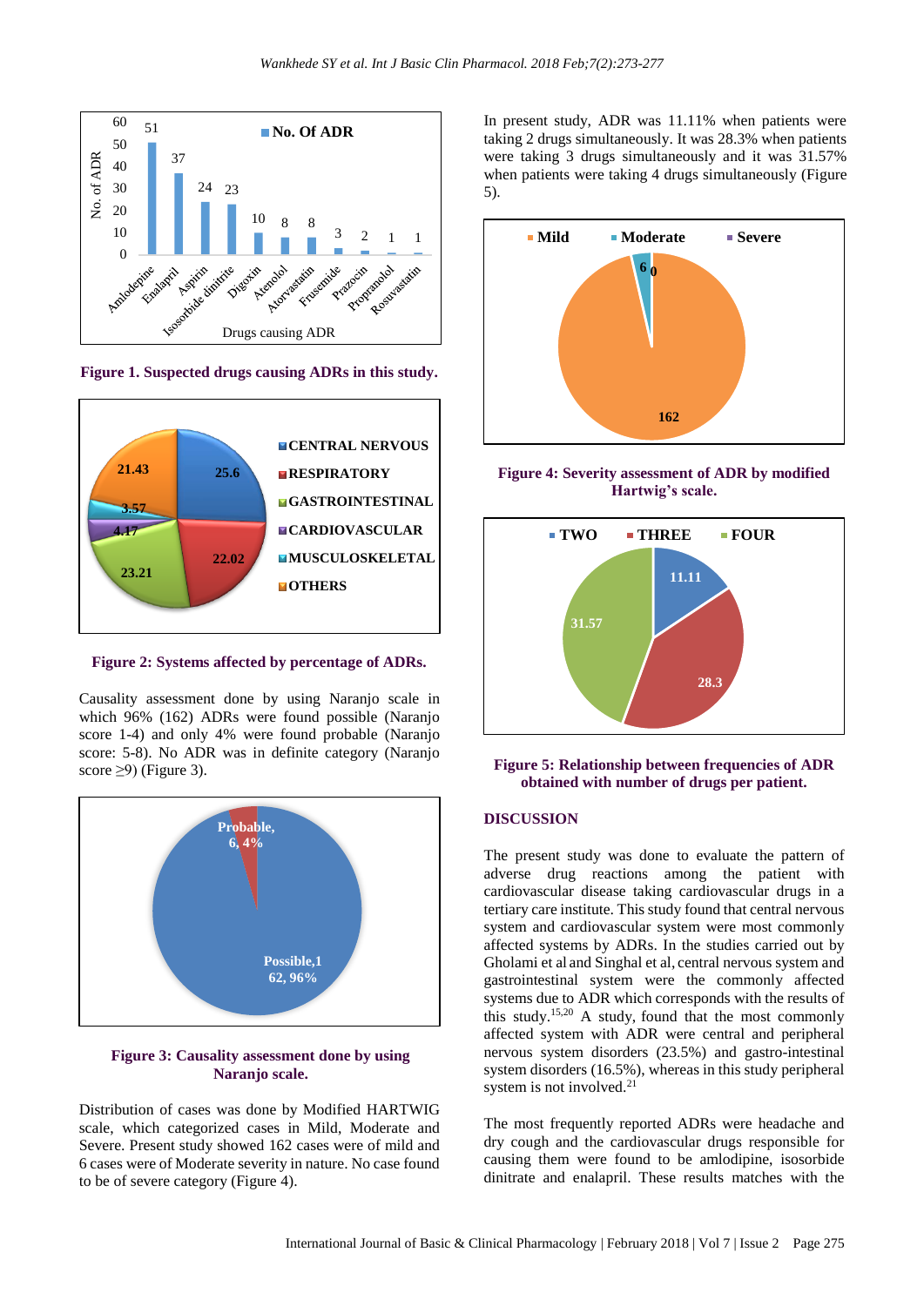Figure 1. Suspected drugs causing ADRs in this study.

Figure 2: Systems affected by percentage of ADRs.

Causality assessment done by using Naranjo scale in which 96% (162) ADRs were found possible (Naranjo score 1-4) and only 4% were found probable (Naranjo score: 5-8). No ADR was in definite category (Naranjo score ≥9) (Figure 3).

Figure 3: Causality assessment done by using Naranjo scale.

Distribution of cases was done by Modified HARTWIG scale, which categorized cases in Mild, Moderate and Severe. Present study showed 162 cases were of mild and 6 cases were of Moderate severity in nature. No case found to be of severe category (Figure 4).

In present study, ADR was 11.11% when patients were taking 2 drugs simultaneously. It was 28.3% when patients were taking 3 drugs simultaneously and it was 31.57% when patients were taking 4 drugs simultaneously (Figure 5).

Figure 4: Severity assessment of ADR by modified Hartwig's scale.

Figure 5: Relationship between frequencies of ADR obtained with number of drugs per patient.

## DISCUSSION

The present study was done to evaluate the pattern of adverse drug reactions among the patient with cardiovascular disease taking cardiovascular drugs in a tertiary care institute. This study found that central nervous system and cardiovascular system were most commonly affected systems by ADRs. In the studies carried out by Gholami et al and Singhal et al, central nervous system and gastrointestinal system were the commonly affected systems due to ADR which corresponds with the results of this study.[15,20] A study, found that the most commonly affected system with ADR were central and peripheral nervous system disorders (23.5%) and gastro-intestinal system disorders (16.5%), whereas in this study peripheral system is not involved.[21]

The most frequently reported ADRs were headache and dry cough and the cardiovascular drugs responsible for causing them were found to be amlodipine, isosorbide dinitrate and enalapril. These results matches with the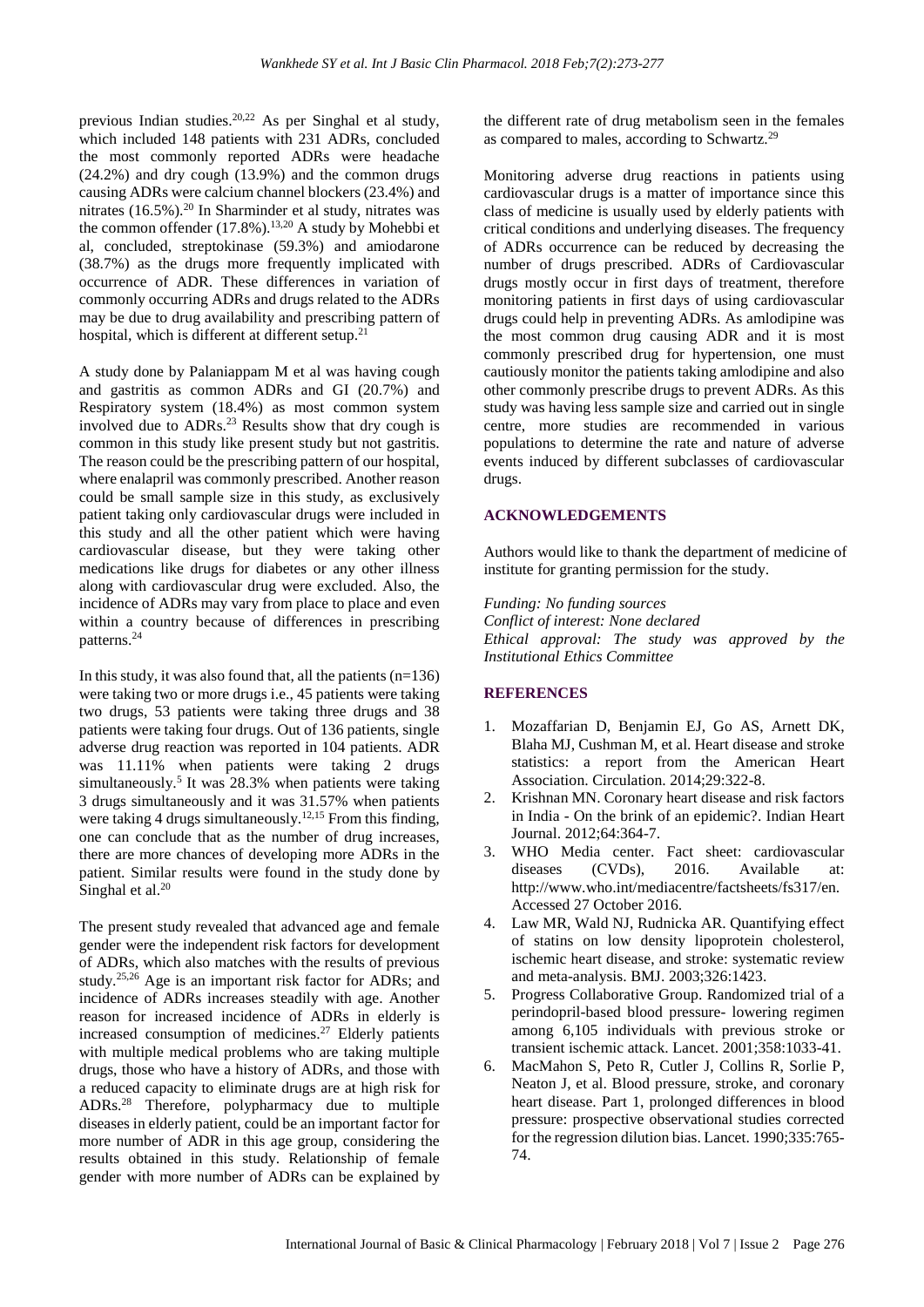previous Indian studies.[20,22] As per Singhal et al study, which included 148 patients with 231 ADRs, concluded the most commonly reported ADRs were headache (24.2%) and dry cough (13.9%) and the common drugs causing ADRs were calcium channel blockers (23.4%) and nitrates (16.5%).[20] In Sharminder et al study, nitrates was the common offender (17.8%).[13,20] A study by Mohebbi et al, concluded, streptokinase (59.3%) and amiodarone (38.7%) as the drugs more frequently implicated with occurrence of ADR. These differences in variation of commonly occurring ADRs and drugs related to the ADRs may be due to drug availability and prescribing pattern of hospital, which is different at different setup.[21]

A study done by Palaniappam M et al was having cough and gastritis as common ADRs and GI (20.7%) and Respiratory system (18.4%) as most common system involved due to ADRs.[23] Results show that dry cough is common in this study like present study but not gastritis. The reason could be the prescribing pattern of our hospital, where enalapril was commonly prescribed. Another reason could be small sample size in this study, as exclusively patient taking only cardiovascular drugs were included in this study and all the other patient which were having cardiovascular disease, but they were taking other medications like drugs for diabetes or any other illness along with cardiovascular drug were excluded. Also, the incidence of ADRs may vary from place to place and even within a country because of differences in prescribing patterns.[24]

In this study, it was also found that, all the patients (n=136) were taking two or more drugs i.e., 45 patients were taking two drugs, 53 patients were taking three drugs and 38 patients were taking four drugs. Out of 136 patients, single adverse drug reaction was reported in 104 patients. ADR was 11.11% when patients were taking 2 drugs simultaneously.[5] It was 28.3% when patients were taking 3 drugs simultaneously and it was 31.57% when patients were taking 4 drugs simultaneously.[12,15] From this finding, one can conclude that as the number of drug increases, there are more chances of developing more ADRs in the patient. Similar results were found in the study done by Singhal et al.[20]

The present study revealed that advanced age and female gender were the independent risk factors for development of ADRs, which also matches with the results of previous study.[25,26] Age is an important risk factor for ADRs; and incidence of ADRs increases steadily with age. Another reason for increased incidence of ADRs in elderly is increased consumption of medicines.[27] Elderly patients with multiple medical problems who are taking multiple drugs, those who have a history of ADRs, and those with a reduced capacity to eliminate drugs are at high risk for ADRs.[28] Therefore, polypharmacy due to multiple diseases in elderly patient, could be an important factor for more number of ADR in this age group, considering the results obtained in this study. Relationship of female gender with more number of ADRs can be explained by the different rate of drug metabolism seen in the females as compared to males, according to Schwartz.[29]

Monitoring adverse drug reactions in patients using cardiovascular drugs is a matter of importance since this class of medicine is usually used by elderly patients with critical conditions and underlying diseases. The frequency of ADRs occurrence can be reduced by decreasing the number of drugs prescribed. ADRs of Cardiovascular drugs mostly occur in first days of treatment, therefore monitoring patients in first days of using cardiovascular drugs could help in preventing ADRs. As amlodipine was the most common drug causing ADR and it is most commonly prescribed drug for hypertension, one must cautiously monitor the patients taking amlodipine and also other commonly prescribe drugs to prevent ADRs. As this study was having less sample size and carried out in single centre, more studies are recommended in various populations to determine the rate and nature of adverse events induced by different subclasses of cardiovascular drugs.

## ACKNOWLEDGEMENTS

Authors would like to thank the department of medicine of institute for granting permission for the study.

*Funding: No funding sources*
*Conflict of interest: None declared*
*Ethical approval: The study was approved by the Institutional Ethics Committee*

## REFERENCES

1. Mozaffarian D, Benjamin EJ, Go AS, Arnett DK, Blaha MJ, Cushman M, et al. Heart disease and stroke statistics: a report from the American Heart Association. Circulation. 2014;29:322-8.
2. Krishnan MN. Coronary heart disease and risk factors in India - On the brink of an epidemic?. Indian Heart Journal. 2012;64:364-7.
3. WHO Media center. Fact sheet: cardiovascular diseases (CVDs), 2016. Available at: http://www.who.int/mediacentre/factsheets/fs317/en. Accessed 27 October 2016.
4. Law MR, Wald NJ, Rudnicka AR. Quantifying effect of statins on low density lipoprotein cholesterol, ischemic heart disease, and stroke: systematic review and meta-analysis. BMJ. 2003;326:1423.
5. Progress Collaborative Group. Randomized trial of a perindopril-based blood pressure- lowering regimen among 6,105 individuals with previous stroke or transient ischemic attack. Lancet. 2001;358:1033-41.
6. MacMahon S, Peto R, Cutler J, Collins R, Sorlie P, Neaton J, et al. Blood pressure, stroke, and coronary heart disease. Part 1, prolonged differences in blood pressure: prospective observational studies corrected for the regression dilution bias. Lancet. 1990;335:765-74.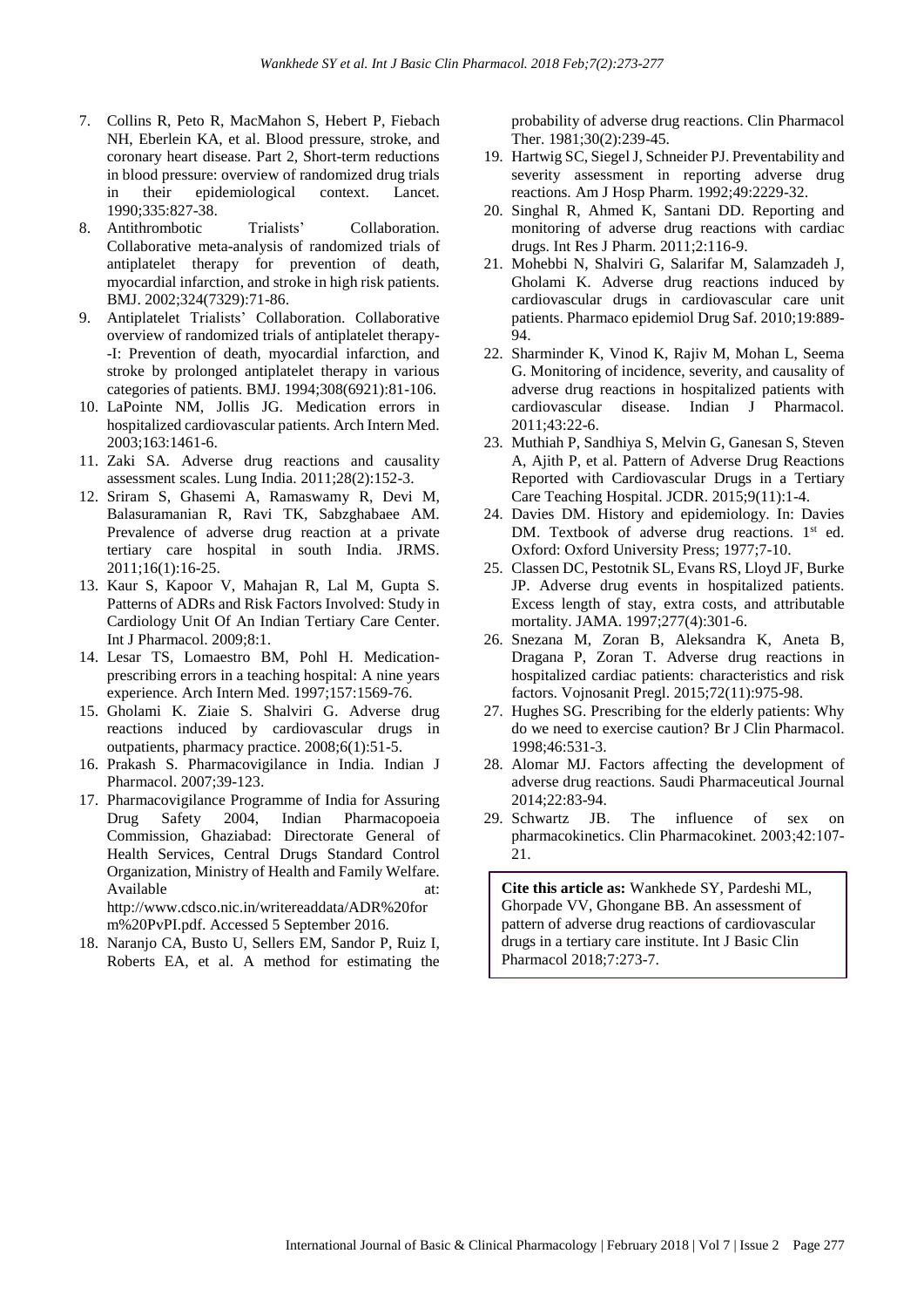7. Collins R, Peto R, MacMahon S, Hebert P, Fiebach NH, Eberlein KA, et al. Blood pressure, stroke, and coronary heart disease. Part 2, Short-term reductions in blood pressure: overview of randomized drug trials in their epidemiological context. Lancet. 1990;335:827-38.
8. Antithrombotic Trialists' Collaboration. Collaborative meta-analysis of randomized trials of antiplatelet therapy for prevention of death, myocardial infarction, and stroke in high risk patients. BMJ. 2002;324(7329):71-86.
9. Antiplatelet Trialists' Collaboration. Collaborative overview of randomized trials of antiplatelet therapy--I: Prevention of death, myocardial infarction, and stroke by prolonged antiplatelet therapy in various categories of patients. BMJ. 1994;308(6921):81-106.
10. LaPointe NM, Jollis JG. Medication errors in hospitalized cardiovascular patients. Arch Intern Med. 2003;163:1461-6.
11. Zaki SA. Adverse drug reactions and causality assessment scales. Lung India. 2011;28(2):152-3.
12. Sriram S, Ghasemi A, Ramaswamy R, Devi M, Balasuramanian R, Ravi TK, Sabzghabaee AM. Prevalence of adverse drug reaction at a private tertiary care hospital in south India. JRMS. 2011;16(1):16-25.
13. Kaur S, Kapoor V, Mahajan R, Lal M, Gupta S. Patterns of ADRs and Risk Factors Involved: Study in Cardiology Unit Of An Indian Tertiary Care Center. Int J Pharmacol. 2009;8:1.
14. Lesar TS, Lomaestro BM, Pohl H. Medication-prescribing errors in a teaching hospital: A nine years experience. Arch Intern Med. 1997;157:1569-76.
15. Gholami K. Ziaie S. Shalviri G. Adverse drug reactions induced by cardiovascular drugs in outpatients, pharmacy practice. 2008;6(1):51-5.
16. Prakash S. Pharmacovigilance in India. Indian J Pharmacol. 2007;39-123.
17. Pharmacovigilance Programme of India for Assuring Drug Safety 2004, Indian Pharmacopoeia Commission, Ghaziabad: Directorate General of Health Services, Central Drugs Standard Control Organization, Ministry of Health and Family Welfare. Available at: http://www.cdsco.nic.in/writereaddata/ADR%20form%20PvPI.pdf. Accessed 5 September 2016.
18. Naranjo CA, Busto U, Sellers EM, Sandor P, Ruiz I, Roberts EA, et al. A method for estimating the probability of adverse drug reactions. Clin Pharmacol Ther. 1981;30(2):239-45.
19. Hartwig SC, Siegel J, Schneider PJ. Preventability and severity assessment in reporting adverse drug reactions. Am J Hosp Pharm. 1992;49:2229-32.
20. Singhal R, Ahmed K, Santani DD. Reporting and monitoring of adverse drug reactions with cardiac drugs. Int Res J Pharm. 2011;2:116-9.
21. Mohebbi N, Shalviri G, Salarifar M, Salamzadeh J, Gholami K. Adverse drug reactions induced by cardiovascular drugs in cardiovascular care unit patients. Pharmaco epidemiol Drug Saf. 2010;19:889-94.
22. Sharminder K, Vinod K, Rajiv M, Mohan L, Seema G. Monitoring of incidence, severity, and causality of adverse drug reactions in hospitalized patients with cardiovascular disease. Indian J Pharmacol. 2011;43:22-6.
23. Muthiah P, Sandhiya S, Melvin G, Ganesan S, Steven A, Ajith P, et al. Pattern of Adverse Drug Reactions Reported with Cardiovascular Drugs in a Tertiary Care Teaching Hospital. JCDR. 2015;9(11):1-4.
24. Davies DM. History and epidemiology. In: Davies DM. Textbook of adverse drug reactions. 1st ed. Oxford: Oxford University Press; 1977;7-10.
25. Classen DC, Pestotnik SL, Evans RS, Lloyd JF, Burke JP. Adverse drug events in hospitalized patients. Excess length of stay, extra costs, and attributable mortality. JAMA. 1997;277(4):301-6.
26. Snezana M, Zoran B, Aleksandra K, Aneta B, Dragana P, Zoran T. Adverse drug reactions in hospitalized cardiac patients: characteristics and risk factors. Vojnosanit Pregl. 2015;72(11):975-98.
27. Hughes SG. Prescribing for the elderly patients: Why do we need to exercise caution? Br J Clin Pharmacol. 1998;46:531-3.
28. Alomar MJ. Factors affecting the development of adverse drug reactions. Saudi Pharmaceutical Journal 2014;22:83-94.
29. Schwartz JB. The influence of sex on pharmacokinetics. Clin Pharmacokinet. 2003;42:107-21.

**Cite this article as:** Wankhede SY, Pardeshi ML, Ghorpade VV, Ghongane BB. An assessment of pattern of adverse drug reactions of cardiovascular drugs in a tertiary care institute. Int J Basic Clin Pharmacol 2018;7:273-7.